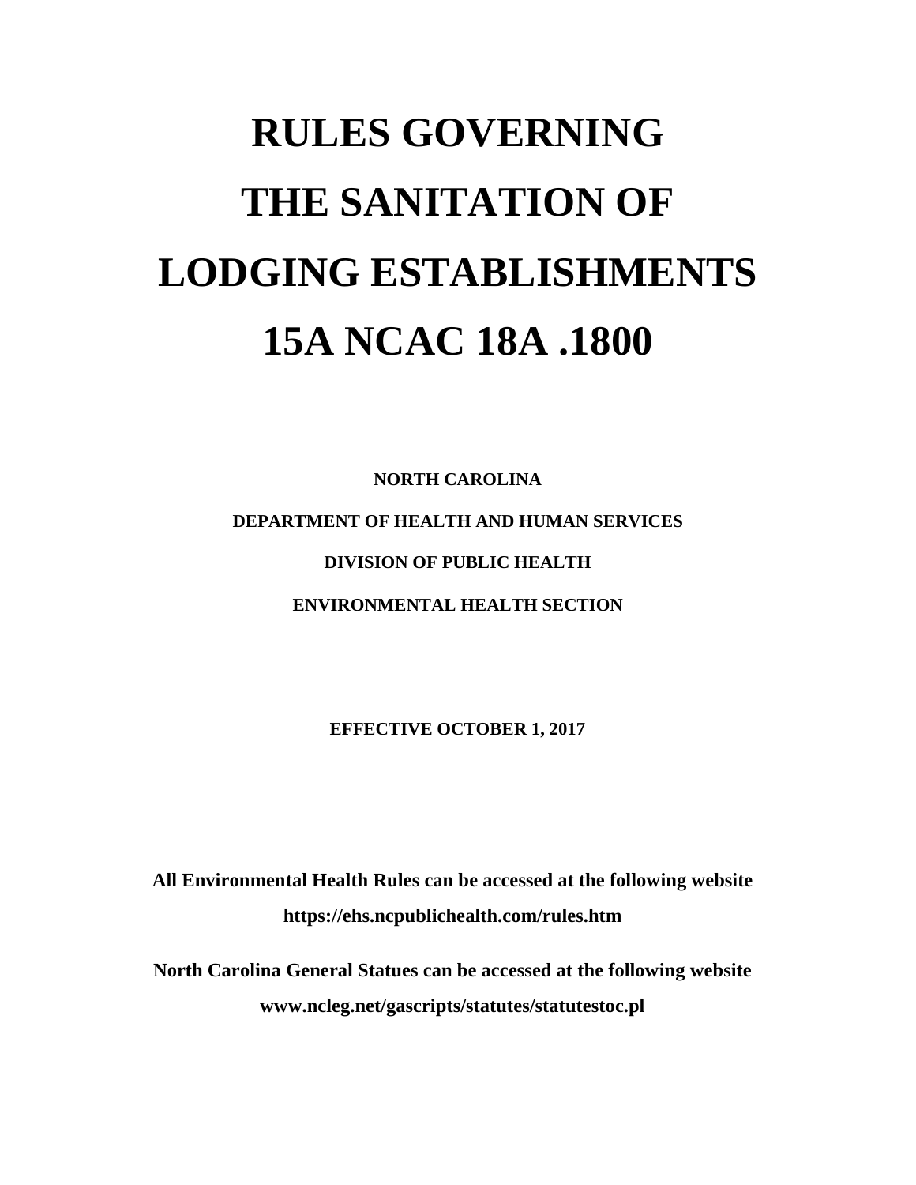# RULES GOVERNING THE SANITATION OF LODGING ESTABLISHMENTS 15A NCAC 18A .1800

**NORTH CAROLINA**

**DEPARTMENT OF HEALTH AND HUMAN SERVICES**

**DIVISION OF PUBLIC HEALTH**

**ENVIRONMENTAL HEALTH SECTION**

**EFFECTIVE OCTOBER 1, 2017**

**All Environmental Health Rules can be accessed at the following website**
**https://ehs.ncpublichealth.com/rules.htm**

**North Carolina General Statues can be accessed at the following website**
**www.ncleg.net/gascripts/statutes/statutestoc.pl**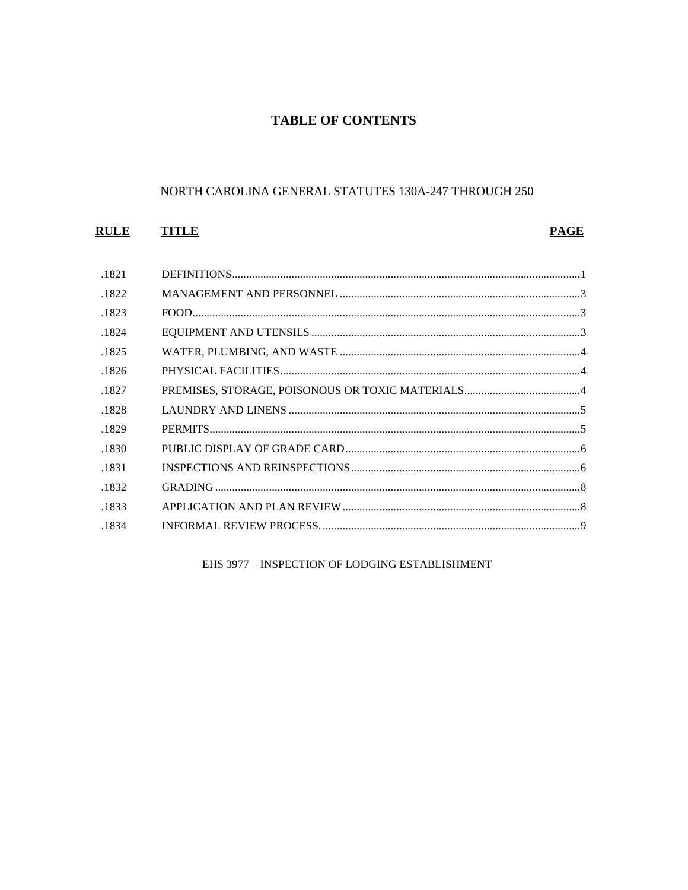# TABLE OF CONTENTS

NORTH CAROLINA GENERAL STATUTES 130A-247 THROUGH 250

| RULE | TITLE | PAGE |
|---|---|---|
| .1821 | DEFINITIONS | 1 |
| .1822 | MANAGEMENT AND PERSONNEL | 3 |
| .1823 | FOOD | 3 |
| .1824 | EQUIPMENT AND UTENSILS | 3 |
| .1825 | WATER, PLUMBING, AND WASTE | 4 |
| .1826 | PHYSICAL FACILITIES | 4 |
| .1827 | PREMISES, STORAGE, POISONOUS OR TOXIC MATERIALS | 4 |
| .1828 | LAUNDRY AND LINENS | 5 |
| .1829 | PERMITS | 5 |
| .1830 | PUBLIC DISPLAY OF GRADE CARD | 6 |
| .1831 | INSPECTIONS AND REINSPECTIONS | 6 |
| .1832 | GRADING | 8 |
| .1833 | APPLICATION AND PLAN REVIEW | 8 |
| .1834 | INFORMAL REVIEW PROCESS. | 9 |

EHS 3977 – INSPECTION OF LODGING ESTABLISHMENT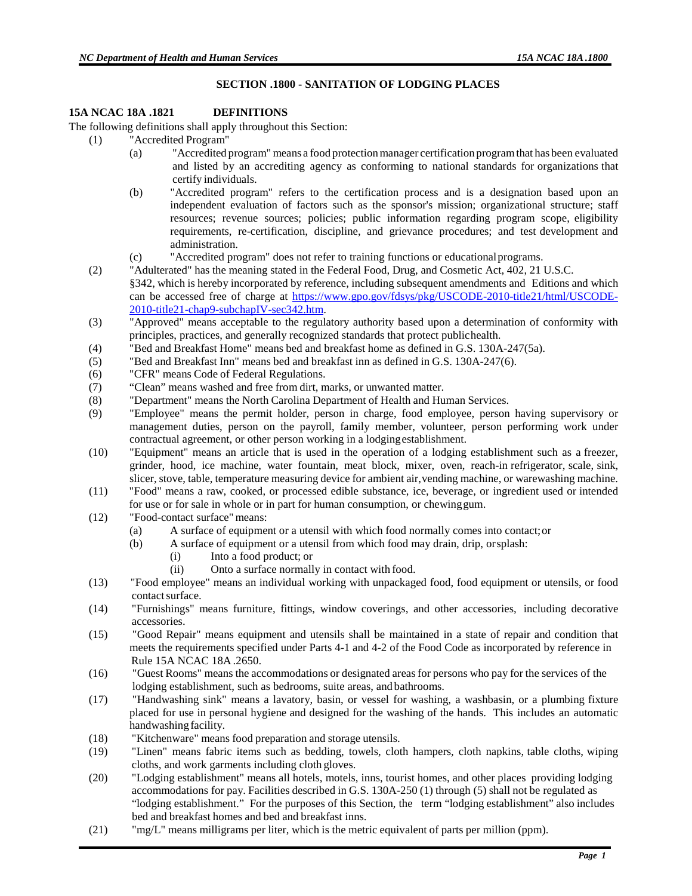## SECTION .1800 - SANITATION OF LODGING PLACES

### 15A NCAC 18A .1821 DEFINITIONS

The following definitions shall apply throughout this Section:

(1) "Accredited Program"
   - (a) "Accredited program" means a food protection manager certification program that has been evaluated and listed by an accrediting agency as conforming to national standards for organizations that certify individuals.
   - (b) "Accredited program" refers to the certification process and is a designation based upon an independent evaluation of factors such as the sponsor's mission; organizational structure; staff resources; revenue sources; policies; public information regarding program scope, eligibility requirements, re-certification, discipline, and grievance procedures; and test development and administration.
   - (c) "Accredited program" does not refer to training functions or educational programs.

(2) "Adulterated" has the meaning stated in the Federal Food, Drug, and Cosmetic Act, 402, 21 U.S.C. §342, which is hereby incorporated by reference, including subsequent amendments and Editions and which can be accessed free of charge at [https://www.gpo.gov/fdsys/pkg/USCODE-2010-title21/html/USCODE-2010-title21-chap9-subchapIV-sec342.htm](https://www.gpo.gov/fdsys/pkg/USCODE-2010-title21/html/USCODE-2010-title21-chap9-subchapIV-sec342.htm).

(3) "Approved" means acceptable to the regulatory authority based upon a determination of conformity with principles, practices, and generally recognized standards that protect public health.

(4) "Bed and Breakfast Home" means bed and breakfast home as defined in G.S. 130A-247(5a).

(5) "Bed and Breakfast Inn" means bed and breakfast inn as defined in G.S. 130A-247(6).

(6) "CFR" means Code of Federal Regulations.

(7) "Clean" means washed and free from dirt, marks, or unwanted matter.

(8) "Department" means the North Carolina Department of Health and Human Services.

(9) "Employee" means the permit holder, person in charge, food employee, person having supervisory or management duties, person on the payroll, family member, volunteer, person performing work under contractual agreement, or other person working in a lodging establishment.

(10) "Equipment" means an article that is used in the operation of a lodging establishment such as a freezer, grinder, hood, ice machine, water fountain, meat block, mixer, oven, reach-in refrigerator, scale, sink, slicer, stove, table, temperature measuring device for ambient air, vending machine, or warewashing machine.

(11) "Food" means a raw, cooked, or processed edible substance, ice, beverage, or ingredient used or intended for use or for sale in whole or in part for human consumption, or chewing gum.

(12) "Food-contact surface" means:
   - (a) A surface of equipment or a utensil with which food normally comes into contact; or
   - (b) A surface of equipment or a utensil from which food may drain, drip, or splash:
     - (i) Into a food product; or
     - (ii) Onto a surface normally in contact with food.

(13) "Food employee" means an individual working with unpackaged food, food equipment or utensils, or food contact surface.

(14) "Furnishings" means furniture, fittings, window coverings, and other accessories, including decorative accessories.

(15) "Good Repair" means equipment and utensils shall be maintained in a state of repair and condition that meets the requirements specified under Parts 4-1 and 4-2 of the Food Code as incorporated by reference in Rule 15A NCAC 18A .2650.

(16) "Guest Rooms" means the accommodations or designated areas for persons who pay for the services of the lodging establishment, such as bedrooms, suite areas, and bathrooms.

(17) "Handwashing sink" means a lavatory, basin, or vessel for washing, a washbasin, or a plumbing fixture placed for use in personal hygiene and designed for the washing of the hands. This includes an automatic handwashing facility.

(18) "Kitchenware" means food preparation and storage utensils.

(19) "Linen" means fabric items such as bedding, towels, cloth hampers, cloth napkins, table cloths, wiping cloths, and work garments including cloth gloves.

(20) "Lodging establishment" means all hotels, motels, inns, tourist homes, and other places providing lodging accommodations for pay. Facilities described in G.S. 130A-250 (1) through (5) shall not be regulated as "lodging establishment." For the purposes of this Section, the term "lodging establishment" also includes bed and breakfast homes and bed and breakfast inns.

(21) "mg/L" means milligrams per liter, which is the metric equivalent of parts per million (ppm).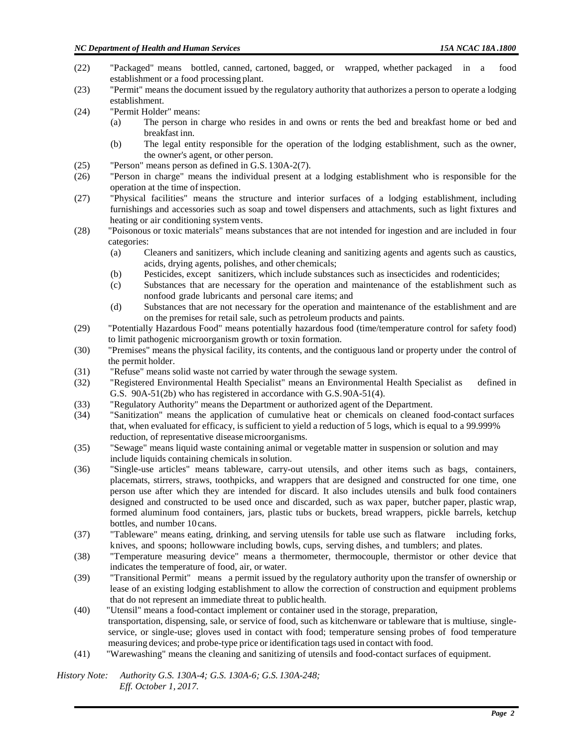(22) "Packaged" means bottled, canned, cartoned, bagged, or wrapped, whether packaged in a food establishment or a food processing plant.

(23) "Permit" means the document issued by the regulatory authority that authorizes a person to operate a lodging establishment.

(24) "Permit Holder" means:

  (a) The person in charge who resides in and owns or rents the bed and breakfast home or bed and breakfast inn.

  (b) The legal entity responsible for the operation of the lodging establishment, such as the owner, the owner's agent, or other person.

(25) "Person" means person as defined in G.S. 130A-2(7).

(26) "Person in charge" means the individual present at a lodging establishment who is responsible for the operation at the time of inspection.

(27) "Physical facilities" means the structure and interior surfaces of a lodging establishment, including furnishings and accessories such as soap and towel dispensers and attachments, such as light fixtures and heating or air conditioning system vents.

(28) "Poisonous or toxic materials" means substances that are not intended for ingestion and are included in four categories:

  (a) Cleaners and sanitizers, which include cleaning and sanitizing agents and agents such as caustics, acids, drying agents, polishes, and other chemicals;

  (b) Pesticides, except sanitizers, which include substances such as insecticides and rodenticides;

  (c) Substances that are necessary for the operation and maintenance of the establishment such as nonfood grade lubricants and personal care items; and

  (d) Substances that are not necessary for the operation and maintenance of the establishment and are on the premises for retail sale, such as petroleum products and paints.

(29) "Potentially Hazardous Food" means potentially hazardous food (time/temperature control for safety food) to limit pathogenic microorganism growth or toxin formation.

(30) "Premises" means the physical facility, its contents, and the contiguous land or property under the control of the permit holder.

(31) "Refuse" means solid waste not carried by water through the sewage system.

(32) "Registered Environmental Health Specialist" means an Environmental Health Specialist as defined in G.S. 90A-51(2b) who has registered in accordance with G.S. 90A-51(4).

(33) "Regulatory Authority" means the Department or authorized agent of the Department.

(34) "Sanitization" means the application of cumulative heat or chemicals on cleaned food-contact surfaces that, when evaluated for efficacy, is sufficient to yield a reduction of 5 logs, which is equal to a 99.999% reduction, of representative disease microorganisms.

(35) "Sewage" means liquid waste containing animal or vegetable matter in suspension or solution and may include liquids containing chemicals in solution.

(36) "Single-use articles" means tableware, carry-out utensils, and other items such as bags, containers, placemats, stirrers, straws, toothpicks, and wrappers that are designed and constructed for one time, one person use after which they are intended for discard. It also includes utensils and bulk food containers designed and constructed to be used once and discarded, such as wax paper, butcher paper, plastic wrap, formed aluminum food containers, jars, plastic tubs or buckets, bread wrappers, pickle barrels, ketchup bottles, and number 10 cans.

(37) "Tableware" means eating, drinking, and serving utensils for table use such as flatware including forks, knives, and spoons; hollowware including bowls, cups, serving dishes, and tumblers; and plates.

(38) "Temperature measuring device" means a thermometer, thermocouple, thermistor or other device that indicates the temperature of food, air, or water.

(39) "Transitional Permit" means a permit issued by the regulatory authority upon the transfer of ownership or lease of an existing lodging establishment to allow the correction of construction and equipment problems that do not represent an immediate threat to public health.

(40) "Utensil" means a food-contact implement or container used in the storage, preparation, transportation, dispensing, sale, or service of food, such as kitchenware or tableware that is multiuse, single-service, or single-use; gloves used in contact with food; temperature sensing probes of food temperature measuring devices; and probe-type price or identification tags used in contact with food.

(41) "Warewashing" means the cleaning and sanitizing of utensils and food-contact surfaces of equipment.

*History Note: Authority G.S. 130A-4; G.S. 130A-6; G.S. 130A-248;*
*Eff. October 1, 2017.*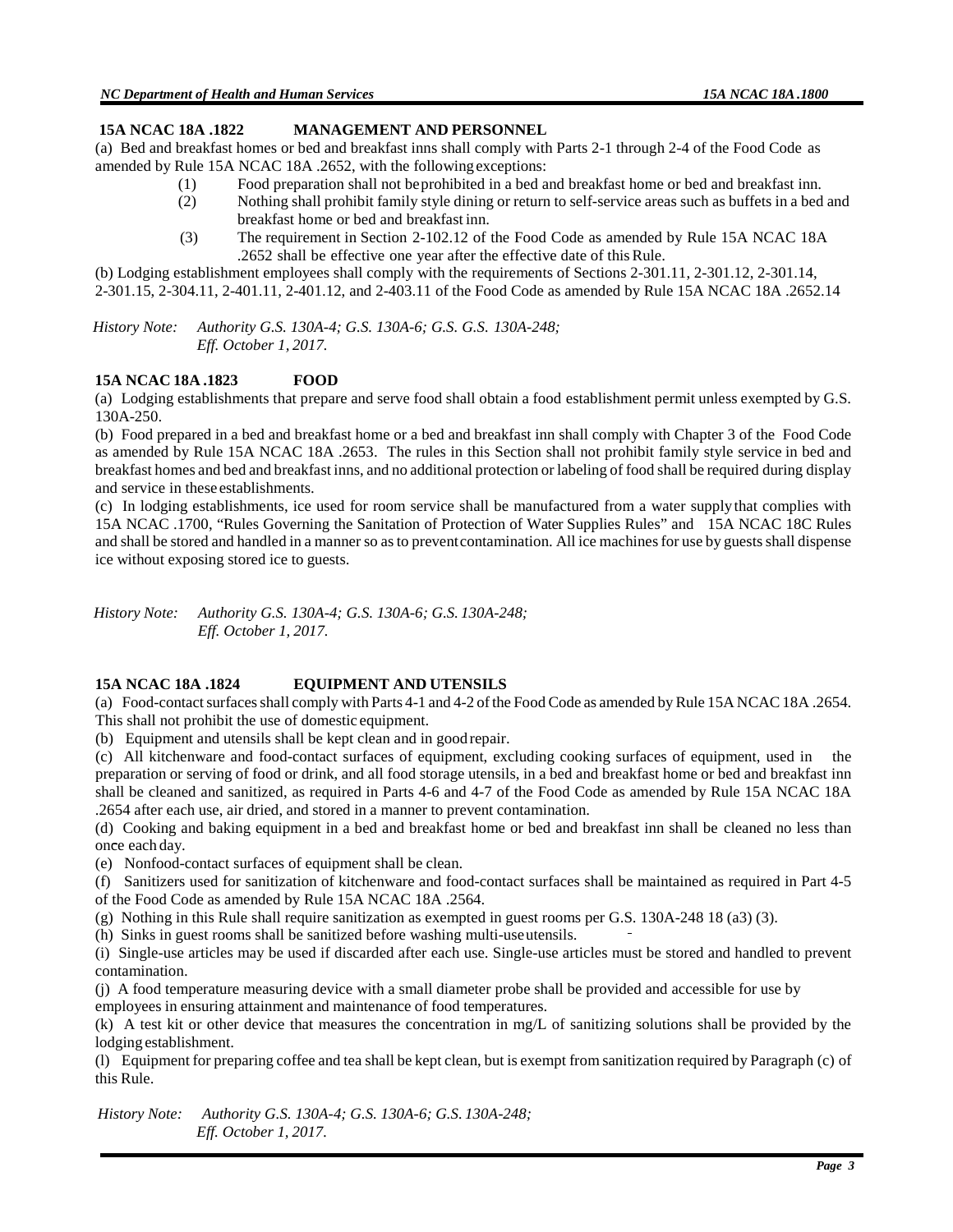## 15A NCAC 18A .1822 MANAGEMENT AND PERSONNEL

(a) Bed and breakfast homes or bed and breakfast inns shall comply with Parts 2-1 through 2-4 of the Food Code as amended by Rule 15A NCAC 18A .2652, with the following exceptions:

- (1) Food preparation shall not be prohibited in a bed and breakfast home or bed and breakfast inn.
- (2) Nothing shall prohibit family style dining or return to self-service areas such as buffets in a bed and breakfast home or bed and breakfast inn.
- (3) The requirement in Section 2-102.12 of the Food Code as amended by Rule 15A NCAC 18A .2652 shall be effective one year after the effective date of this Rule.

(b) Lodging establishment employees shall comply with the requirements of Sections 2-301.11, 2-301.12, 2-301.14, 2-301.15, 2-304.11, 2-401.11, 2-401.12, and 2-403.11 of the Food Code as amended by Rule 15A NCAC 18A .2652.14

*History Note: Authority G.S. 130A-4; G.S. 130A-6; G.S. G.S. 130A-248;*
*Eff. October 1, 2017.*

## 15A NCAC 18A .1823 FOOD

(a) Lodging establishments that prepare and serve food shall obtain a food establishment permit unless exempted by G.S. 130A-250.

(b) Food prepared in a bed and breakfast home or a bed and breakfast inn shall comply with Chapter 3 of the Food Code as amended by Rule 15A NCAC 18A .2653. The rules in this Section shall not prohibit family style service in bed and breakfast homes and bed and breakfast inns, and no additional protection or labeling of food shall be required during display and service in these establishments.

(c) In lodging establishments, ice used for room service shall be manufactured from a water supply that complies with 15A NCAC .1700, "Rules Governing the Sanitation of Protection of Water Supplies Rules" and 15A NCAC 18C Rules and shall be stored and handled in a manner so as to prevent contamination. All ice machines for use by guests shall dispense ice without exposing stored ice to guests.

*History Note: Authority G.S. 130A-4; G.S. 130A-6; G.S. 130A-248;*
*Eff. October 1, 2017.*

## 15A NCAC 18A .1824 EQUIPMENT AND UTENSILS

(a) Food-contact surfaces shall comply with Parts 4-1 and 4-2 of the Food Code as amended by Rule 15A NCAC 18A .2654. This shall not prohibit the use of domestic equipment.

(b) Equipment and utensils shall be kept clean and in good repair.

(c) All kitchenware and food-contact surfaces of equipment, excluding cooking surfaces of equipment, used in the preparation or serving of food or drink, and all food storage utensils, in a bed and breakfast home or bed and breakfast inn shall be cleaned and sanitized, as required in Parts 4-6 and 4-7 of the Food Code as amended by Rule 15A NCAC 18A .2654 after each use, air dried, and stored in a manner to prevent contamination.

(d) Cooking and baking equipment in a bed and breakfast home or bed and breakfast inn shall be cleaned no less than once each day.

(e) Nonfood-contact surfaces of equipment shall be clean.

(f) Sanitizers used for sanitization of kitchenware and food-contact surfaces shall be maintained as required in Part 4-5 of the Food Code as amended by Rule 15A NCAC 18A .2564.

(g) Nothing in this Rule shall require sanitization as exempted in guest rooms per G.S. 130A-248 18 (a3) (3).

(h) Sinks in guest rooms shall be sanitized before washing multi-use utensils.

(i) Single-use articles may be used if discarded after each use. Single-use articles must be stored and handled to prevent contamination.

(j) A food temperature measuring device with a small diameter probe shall be provided and accessible for use by employees in ensuring attainment and maintenance of food temperatures.

(k) A test kit or other device that measures the concentration in mg/L of sanitizing solutions shall be provided by the lodging establishment.

(l) Equipment for preparing coffee and tea shall be kept clean, but is exempt from sanitization required by Paragraph (c) of this Rule.

*History Note: Authority G.S. 130A-4; G.S. 130A-6; G.S. 130A-248;*
*Eff. October 1, 2017.*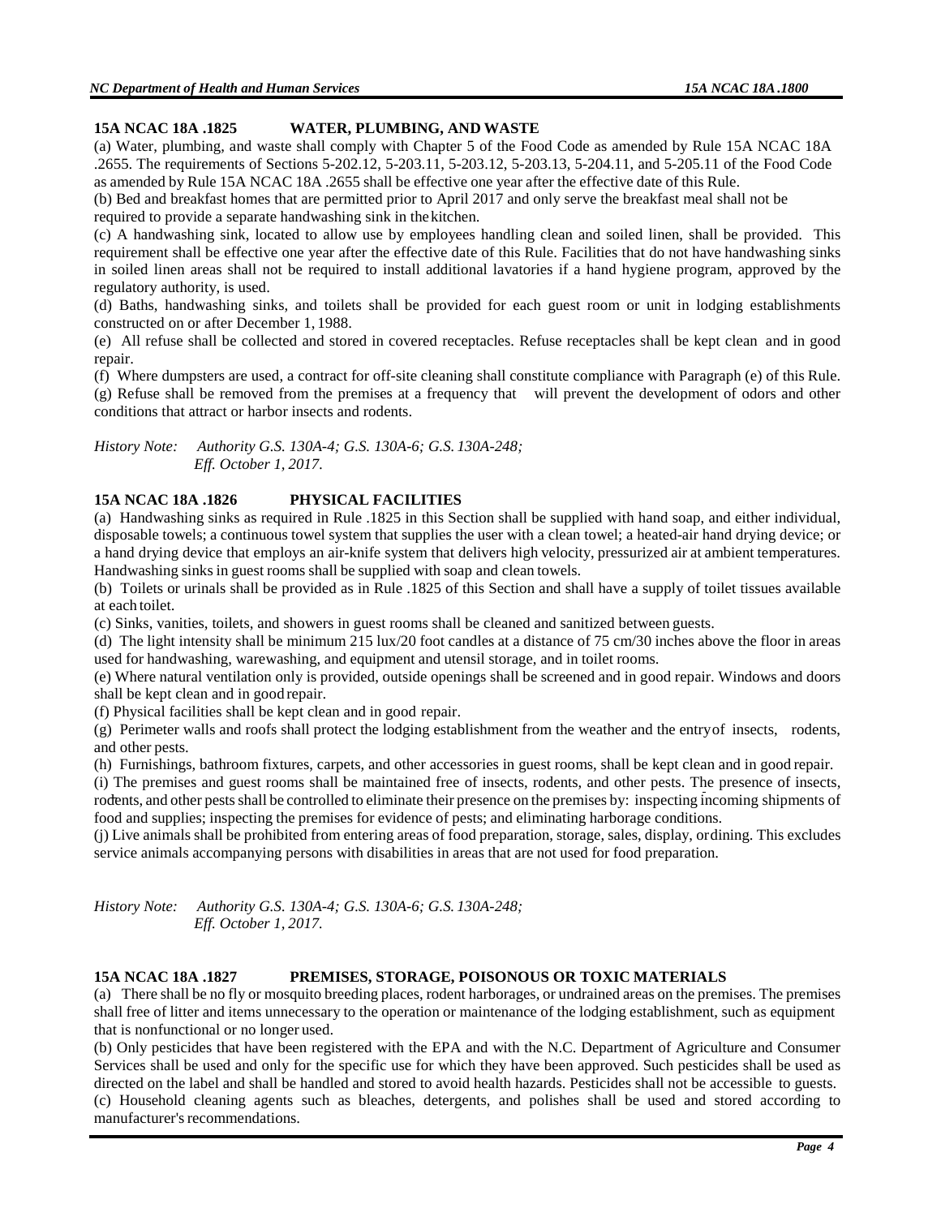### 15A NCAC 18A .1825 WATER, PLUMBING, AND WASTE

(a) Water, plumbing, and waste shall comply with Chapter 5 of the Food Code as amended by Rule 15A NCAC 18A .2655. The requirements of Sections 5-202.12, 5-203.11, 5-203.12, 5-203.13, 5-204.11, and 5-205.11 of the Food Code as amended by Rule 15A NCAC 18A .2655 shall be effective one year after the effective date of this Rule.

(b) Bed and breakfast homes that are permitted prior to April 2017 and only serve the breakfast meal shall not be required to provide a separate handwashing sink in the kitchen.

(c) A handwashing sink, located to allow use by employees handling clean and soiled linen, shall be provided. This requirement shall be effective one year after the effective date of this Rule. Facilities that do not have handwashing sinks in soiled linen areas shall not be required to install additional lavatories if a hand hygiene program, approved by the regulatory authority, is used.

(d) Baths, handwashing sinks, and toilets shall be provided for each guest room or unit in lodging establishments constructed on or after December 1, 1988.

(e) All refuse shall be collected and stored in covered receptacles. Refuse receptacles shall be kept clean and in good repair.

(f) Where dumpsters are used, a contract for off-site cleaning shall constitute compliance with Paragraph (e) of this Rule.

(g) Refuse shall be removed from the premises at a frequency that will prevent the development of odors and other conditions that attract or harbor insects and rodents.

*History Note: Authority G.S. 130A-4; G.S. 130A-6; G.S. 130A-248;*
*Eff. October 1, 2017.*

### 15A NCAC 18A .1826 PHYSICAL FACILITIES

(a) Handwashing sinks as required in Rule .1825 in this Section shall be supplied with hand soap, and either individual, disposable towels; a continuous towel system that supplies the user with a clean towel; a heated-air hand drying device; or a hand drying device that employs an air-knife system that delivers high velocity, pressurized air at ambient temperatures. Handwashing sinks in guest rooms shall be supplied with soap and clean towels.

(b) Toilets or urinals shall be provided as in Rule .1825 of this Section and shall have a supply of toilet tissues available at each toilet.

(c) Sinks, vanities, toilets, and showers in guest rooms shall be cleaned and sanitized between guests.

(d) The light intensity shall be minimum 215 lux/20 foot candles at a distance of 75 cm/30 inches above the floor in areas used for handwashing, warewashing, and equipment and utensil storage, and in toilet rooms.

(e) Where natural ventilation only is provided, outside openings shall be screened and in good repair. Windows and doors shall be kept clean and in good repair.

(f) Physical facilities shall be kept clean and in good repair.

(g) Perimeter walls and roofs shall protect the lodging establishment from the weather and the entry of insects, rodents, and other pests.

(h) Furnishings, bathroom fixtures, carpets, and other accessories in guest rooms, shall be kept clean and in good repair.

(i) The premises and guest rooms shall be maintained free of insects, rodents, and other pests. The presence of insects, rodents, and other pests shall be controlled to eliminate their presence on the premises by: inspecting incoming shipments of food and supplies; inspecting the premises for evidence of pests; and eliminating harborage conditions.

(j) Live animals shall be prohibited from entering areas of food preparation, storage, sales, display, or dining. This excludes service animals accompanying persons with disabilities in areas that are not used for food preparation.

*History Note: Authority G.S. 130A-4; G.S. 130A-6; G.S. 130A-248;*
*Eff. October 1, 2017.*

### 15A NCAC 18A .1827 PREMISES, STORAGE, POISONOUS OR TOXIC MATERIALS

(a) There shall be no fly or mosquito breeding places, rodent harborages, or undrained areas on the premises. The premises shall free of litter and items unnecessary to the operation or maintenance of the lodging establishment, such as equipment that is nonfunctional or no longer used.

(b) Only pesticides that have been registered with the EPA and with the N.C. Department of Agriculture and Consumer Services shall be used and only for the specific use for which they have been approved. Such pesticides shall be used as directed on the label and shall be handled and stored to avoid health hazards. Pesticides shall not be accessible to guests.

(c) Household cleaning agents such as bleaches, detergents, and polishes shall be used and stored according to manufacturer's recommendations.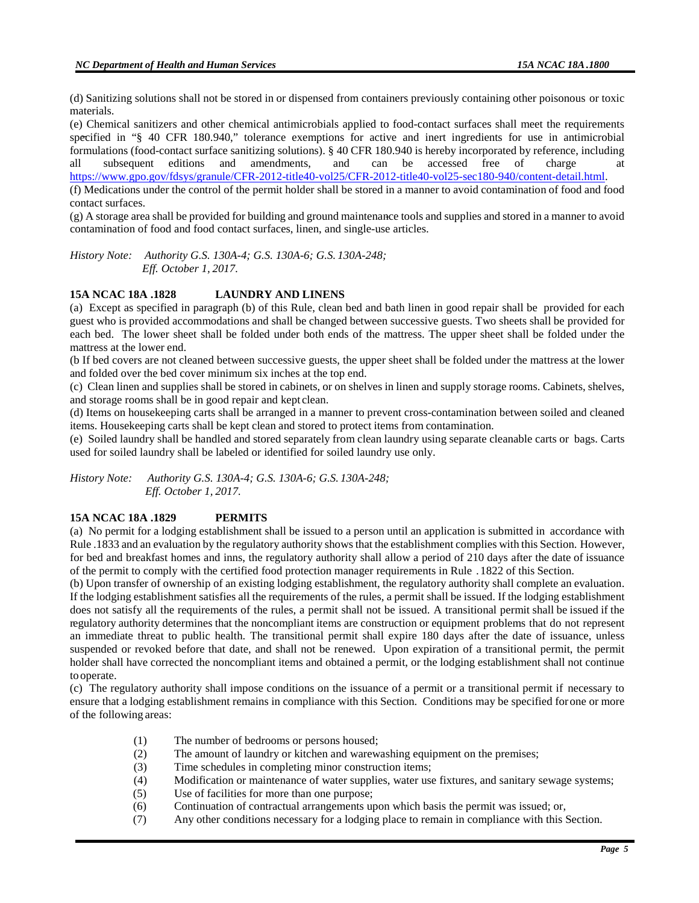(d) Sanitizing solutions shall not be stored in or dispensed from containers previously containing other poisonous or toxic materials.

(e) Chemical sanitizers and other chemical antimicrobials applied to food-contact surfaces shall meet the requirements specified in "§ 40 CFR 180.940," tolerance exemptions for active and inert ingredients for use in antimicrobial formulations (food-contact surface sanitizing solutions). § 40 CFR 180.940 is hereby incorporated by reference, including all subsequent editions and amendments, and can be accessed free of charge at https://www.gpo.gov/fdsys/granule/CFR-2012-title40-vol25/CFR-2012-title40-vol25-sec180-940/content-detail.html.

(f) Medications under the control of the permit holder shall be stored in a manner to avoid contamination of food and food contact surfaces.

(g) A storage area shall be provided for building and ground maintenance tools and supplies and stored in a manner to avoid contamination of food and food contact surfaces, linen, and single-use articles.

*History Note: Authority G.S. 130A-4; G.S. 130A-6; G.S. 130A-248;*
*Eff. October 1, 2017.*

### 15A NCAC 18A .1828 LAUNDRY AND LINENS

(a) Except as specified in paragraph (b) of this Rule, clean bed and bath linen in good repair shall be provided for each guest who is provided accommodations and shall be changed between successive guests. Two sheets shall be provided for each bed. The lower sheet shall be folded under both ends of the mattress. The upper sheet shall be folded under the mattress at the lower end.

(b If bed covers are not cleaned between successive guests, the upper sheet shall be folded under the mattress at the lower and folded over the bed cover minimum six inches at the top end.

(c) Clean linen and supplies shall be stored in cabinets, or on shelves in linen and supply storage rooms. Cabinets, shelves, and storage rooms shall be in good repair and kept clean.

(d) Items on housekeeping carts shall be arranged in a manner to prevent cross-contamination between soiled and cleaned items. Housekeeping carts shall be kept clean and stored to protect items from contamination.

(e) Soiled laundry shall be handled and stored separately from clean laundry using separate cleanable carts or bags. Carts used for soiled laundry shall be labeled or identified for soiled laundry use only.

*History Note: Authority G.S. 130A-4; G.S. 130A-6; G.S. 130A-248;*
*Eff. October 1, 2017.*

### 15A NCAC 18A .1829 PERMITS

(a) No permit for a lodging establishment shall be issued to a person until an application is submitted in accordance with Rule .1833 and an evaluation by the regulatory authority shows that the establishment complies with this Section. However, for bed and breakfast homes and inns, the regulatory authority shall allow a period of 210 days after the date of issuance of the permit to comply with the certified food protection manager requirements in Rule .1822 of this Section.

(b) Upon transfer of ownership of an existing lodging establishment, the regulatory authority shall complete an evaluation. If the lodging establishment satisfies all the requirements of the rules, a permit shall be issued. If the lodging establishment does not satisfy all the requirements of the rules, a permit shall not be issued. A transitional permit shall be issued if the regulatory authority determines that the noncompliant items are construction or equipment problems that do not represent an immediate threat to public health. The transitional permit shall expire 180 days after the date of issuance, unless suspended or revoked before that date, and shall not be renewed. Upon expiration of a transitional permit, the permit holder shall have corrected the noncompliant items and obtained a permit, or the lodging establishment shall not continue to operate.

(c) The regulatory authority shall impose conditions on the issuance of a permit or a transitional permit if necessary to ensure that a lodging establishment remains in compliance with this Section. Conditions may be specified for one or more of the following areas:

(1) The number of bedrooms or persons housed;
(2) The amount of laundry or kitchen and warewashing equipment on the premises;
(3) Time schedules in completing minor construction items;
(4) Modification or maintenance of water supplies, water use fixtures, and sanitary sewage systems;
(5) Use of facilities for more than one purpose;
(6) Continuation of contractual arrangements upon which basis the permit was issued; or,
(7) Any other conditions necessary for a lodging place to remain in compliance with this Section.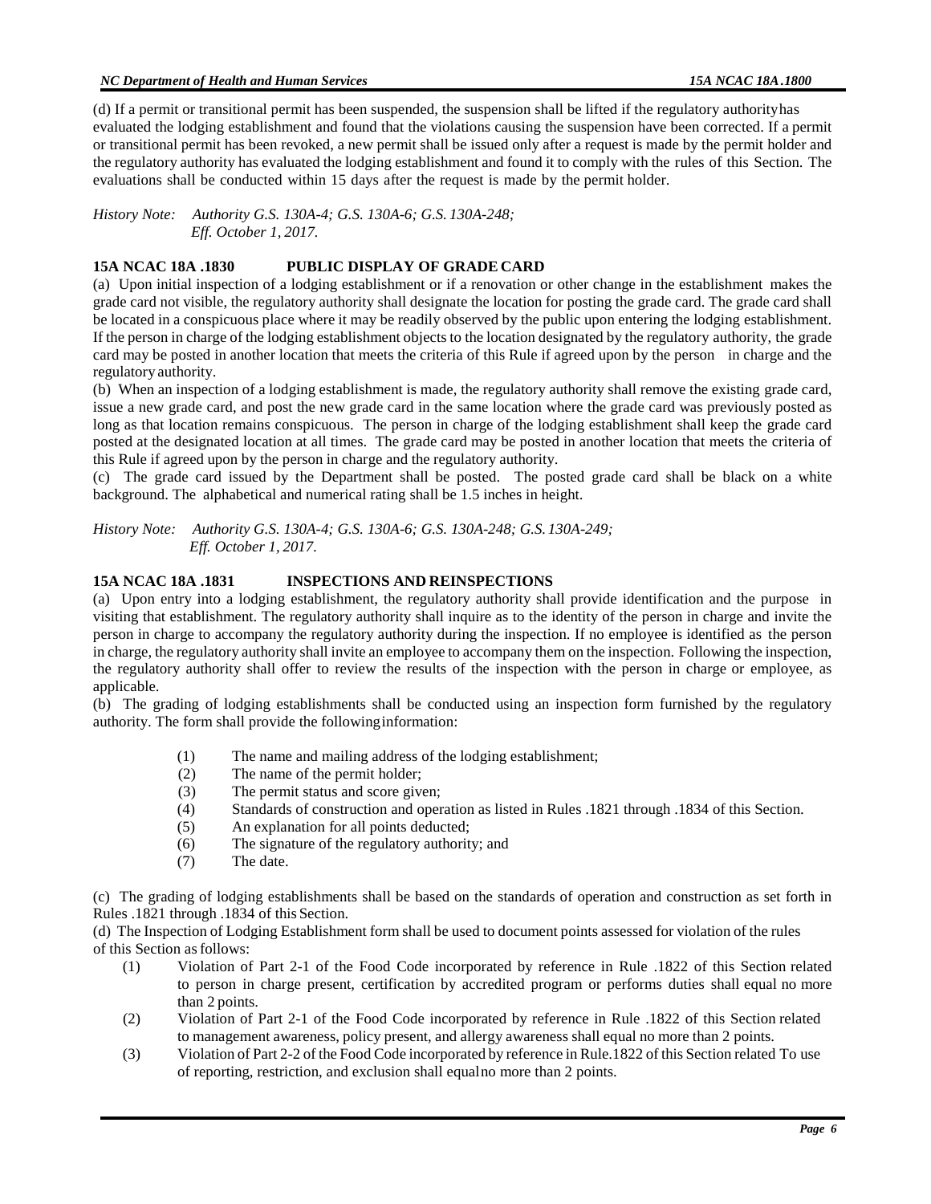(d) If a permit or transitional permit has been suspended, the suspension shall be lifted if the regulatory authority has evaluated the lodging establishment and found that the violations causing the suspension have been corrected. If a permit or transitional permit has been revoked, a new permit shall be issued only after a request is made by the permit holder and the regulatory authority has evaluated the lodging establishment and found it to comply with the rules of this Section. The evaluations shall be conducted within 15 days after the request is made by the permit holder.

*History Note: Authority G.S. 130A-4; G.S. 130A-6; G.S. 130A-248;*
*Eff. October 1, 2017.*

### 15A NCAC 18A .1830 PUBLIC DISPLAY OF GRADE CARD

(a) Upon initial inspection of a lodging establishment or if a renovation or other change in the establishment makes the grade card not visible, the regulatory authority shall designate the location for posting the grade card. The grade card shall be located in a conspicuous place where it may be readily observed by the public upon entering the lodging establishment. If the person in charge of the lodging establishment objects to the location designated by the regulatory authority, the grade card may be posted in another location that meets the criteria of this Rule if agreed upon by the person in charge and the regulatory authority.

(b) When an inspection of a lodging establishment is made, the regulatory authority shall remove the existing grade card, issue a new grade card, and post the new grade card in the same location where the grade card was previously posted as long as that location remains conspicuous. The person in charge of the lodging establishment shall keep the grade card posted at the designated location at all times. The grade card may be posted in another location that meets the criteria of this Rule if agreed upon by the person in charge and the regulatory authority.

(c) The grade card issued by the Department shall be posted. The posted grade card shall be black on a white background. The alphabetical and numerical rating shall be 1.5 inches in height.

*History Note: Authority G.S. 130A-4; G.S. 130A-6; G.S. 130A-248; G.S. 130A-249;*
*Eff. October 1, 2017.*

### 15A NCAC 18A .1831 INSPECTIONS AND REINSPECTIONS

(a) Upon entry into a lodging establishment, the regulatory authority shall provide identification and the purpose in visiting that establishment. The regulatory authority shall inquire as to the identity of the person in charge and invite the person in charge to accompany the regulatory authority during the inspection. If no employee is identified as the person in charge, the regulatory authority shall invite an employee to accompany them on the inspection. Following the inspection, the regulatory authority shall offer to review the results of the inspection with the person in charge or employee, as applicable.

(b) The grading of lodging establishments shall be conducted using an inspection form furnished by the regulatory authority. The form shall provide the following information:

(1) The name and mailing address of the lodging establishment;
(2) The name of the permit holder;
(3) The permit status and score given;
(4) Standards of construction and operation as listed in Rules .1821 through .1834 of this Section.
(5) An explanation for all points deducted;
(6) The signature of the regulatory authority; and
(7) The date.

(c) The grading of lodging establishments shall be based on the standards of operation and construction as set forth in Rules .1821 through .1834 of this Section.

(d) The Inspection of Lodging Establishment form shall be used to document points assessed for violation of the rules of this Section as follows:

(1) Violation of Part 2-1 of the Food Code incorporated by reference in Rule .1822 of this Section related to person in charge present, certification by accredited program or performs duties shall equal no more than 2 points.
(2) Violation of Part 2-1 of the Food Code incorporated by reference in Rule .1822 of this Section related to management awareness, policy present, and allergy awareness shall equal no more than 2 points.
(3) Violation of Part 2-2 of the Food Code incorporated by reference in Rule.1822 of this Section related To use of reporting, restriction, and exclusion shall equalno more than 2 points.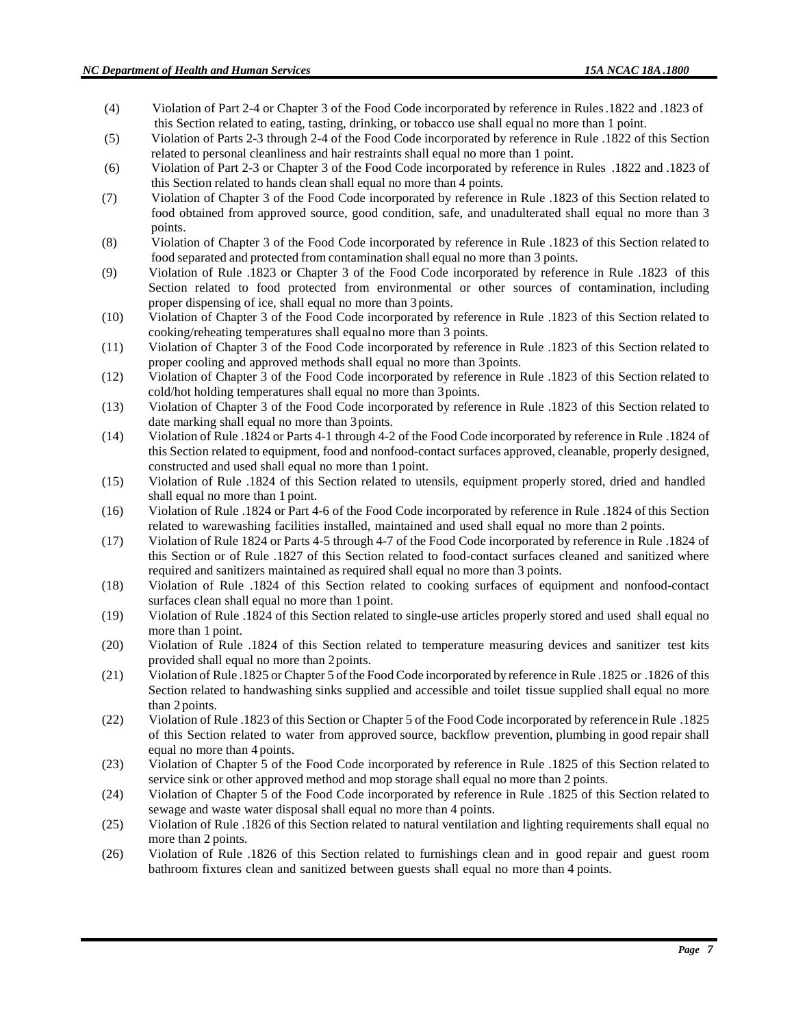(4) Violation of Part 2-4 or Chapter 3 of the Food Code incorporated by reference in Rules .1822 and .1823 of this Section related to eating, tasting, drinking, or tobacco use shall equal no more than 1 point.

(5) Violation of Parts 2-3 through 2-4 of the Food Code incorporated by reference in Rule .1822 of this Section related to personal cleanliness and hair restraints shall equal no more than 1 point.

(6) Violation of Part 2-3 or Chapter 3 of the Food Code incorporated by reference in Rules .1822 and .1823 of this Section related to hands clean shall equal no more than 4 points.

(7) Violation of Chapter 3 of the Food Code incorporated by reference in Rule .1823 of this Section related to food obtained from approved source, good condition, safe, and unadulterated shall equal no more than 3 points.

(8) Violation of Chapter 3 of the Food Code incorporated by reference in Rule .1823 of this Section related to food separated and protected from contamination shall equal no more than 3 points.

(9) Violation of Rule .1823 or Chapter 3 of the Food Code incorporated by reference in Rule .1823 of this Section related to food protected from environmental or other sources of contamination, including proper dispensing of ice, shall equal no more than 3 points.

(10) Violation of Chapter 3 of the Food Code incorporated by reference in Rule .1823 of this Section related to cooking/reheating temperatures shall equal no more than 3 points.

(11) Violation of Chapter 3 of the Food Code incorporated by reference in Rule .1823 of this Section related to proper cooling and approved methods shall equal no more than 3 points.

(12) Violation of Chapter 3 of the Food Code incorporated by reference in Rule .1823 of this Section related to cold/hot holding temperatures shall equal no more than 3 points.

(13) Violation of Chapter 3 of the Food Code incorporated by reference in Rule .1823 of this Section related to date marking shall equal no more than 3 points.

(14) Violation of Rule .1824 or Parts 4-1 through 4-2 of the Food Code incorporated by reference in Rule .1824 of this Section related to equipment, food and nonfood-contact surfaces approved, cleanable, properly designed, constructed and used shall equal no more than 1 point.

(15) Violation of Rule .1824 of this Section related to utensils, equipment properly stored, dried and handled shall equal no more than 1 point.

(16) Violation of Rule .1824 or Part 4-6 of the Food Code incorporated by reference in Rule .1824 of this Section related to warewashing facilities installed, maintained and used shall equal no more than 2 points.

(17) Violation of Rule 1824 or Parts 4-5 through 4-7 of the Food Code incorporated by reference in Rule .1824 of this Section or of Rule .1827 of this Section related to food-contact surfaces cleaned and sanitized where required and sanitizers maintained as required shall equal no more than 3 points.

(18) Violation of Rule .1824 of this Section related to cooking surfaces of equipment and nonfood-contact surfaces clean shall equal no more than 1 point.

(19) Violation of Rule .1824 of this Section related to single-use articles properly stored and used shall equal no more than 1 point.

(20) Violation of Rule .1824 of this Section related to temperature measuring devices and sanitizer test kits provided shall equal no more than 2 points.

(21) Violation of Rule .1825 or Chapter 5 of the Food Code incorporated by reference in Rule .1825 or .1826 of this Section related to handwashing sinks supplied and accessible and toilet tissue supplied shall equal no more than 2 points.

(22) Violation of Rule .1823 of this Section or Chapter 5 of the Food Code incorporated by reference in Rule .1825 of this Section related to water from approved source, backflow prevention, plumbing in good repair shall equal no more than 4 points.

(23) Violation of Chapter 5 of the Food Code incorporated by reference in Rule .1825 of this Section related to service sink or other approved method and mop storage shall equal no more than 2 points.

(24) Violation of Chapter 5 of the Food Code incorporated by reference in Rule .1825 of this Section related to sewage and waste water disposal shall equal no more than 4 points.

(25) Violation of Rule .1826 of this Section related to natural ventilation and lighting requirements shall equal no more than 2 points.

(26) Violation of Rule .1826 of this Section related to furnishings clean and in good repair and guest room bathroom fixtures clean and sanitized between guests shall equal no more than 4 points.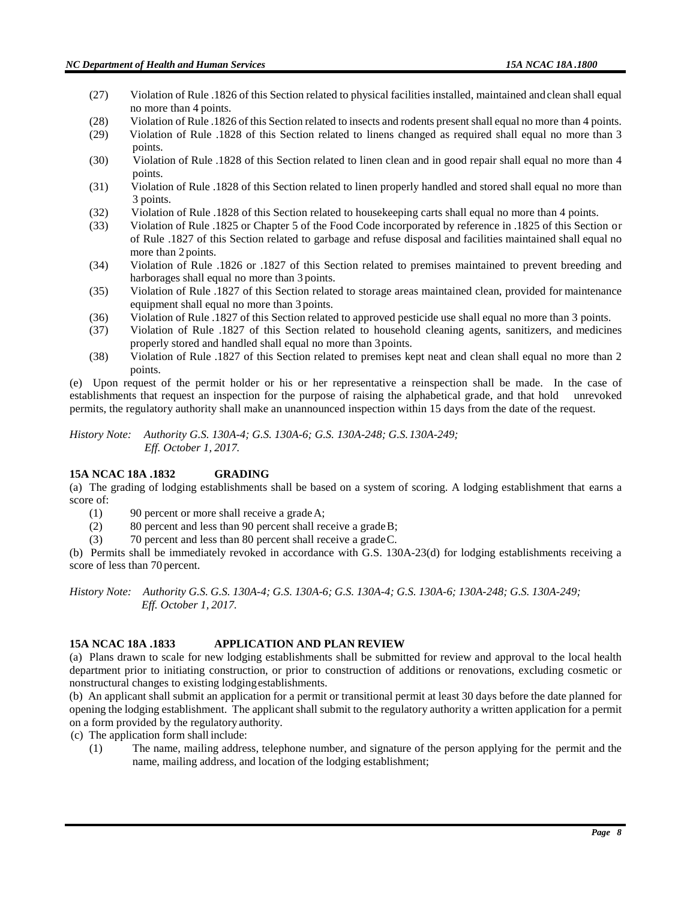(27) Violation of Rule .1826 of this Section related to physical facilities installed, maintained and clean shall equal no more than 4 points.

(28) Violation of Rule .1826 of this Section related to insects and rodents present shall equal no more than 4 points.

(29) Violation of Rule .1828 of this Section related to linens changed as required shall equal no more than 3 points.

(30) Violation of Rule .1828 of this Section related to linen clean and in good repair shall equal no more than 4 points.

(31) Violation of Rule .1828 of this Section related to linen properly handled and stored shall equal no more than 3 points.

(32) Violation of Rule .1828 of this Section related to housekeeping carts shall equal no more than 4 points.

(33) Violation of Rule .1825 or Chapter 5 of the Food Code incorporated by reference in .1825 of this Section or of Rule .1827 of this Section related to garbage and refuse disposal and facilities maintained shall equal no more than 2 points.

(34) Violation of Rule .1826 or .1827 of this Section related to premises maintained to prevent breeding and harborages shall equal no more than 3 points.

(35) Violation of Rule .1827 of this Section related to storage areas maintained clean, provided for maintenance equipment shall equal no more than 3 points.

(36) Violation of Rule .1827 of this Section related to approved pesticide use shall equal no more than 3 points.

(37) Violation of Rule .1827 of this Section related to household cleaning agents, sanitizers, and medicines properly stored and handled shall equal no more than 3 points.

(38) Violation of Rule .1827 of this Section related to premises kept neat and clean shall equal no more than 2 points.

(e) Upon request of the permit holder or his or her representative a reinspection shall be made. In the case of establishments that request an inspection for the purpose of raising the alphabetical grade, and that hold unrevoked permits, the regulatory authority shall make an unannounced inspection within 15 days from the date of the request.

*History Note: Authority G.S. 130A-4; G.S. 130A-6; G.S. 130A-248; G.S. 130A-249;*
*Eff. October 1, 2017.*

### 15A NCAC 18A .1832 GRADING

(a) The grading of lodging establishments shall be based on a system of scoring. A lodging establishment that earns a score of:

(1) 90 percent or more shall receive a grade A;

(2) 80 percent and less than 90 percent shall receive a grade B;

(3) 70 percent and less than 80 percent shall receive a grade C.

(b) Permits shall be immediately revoked in accordance with G.S. 130A-23(d) for lodging establishments receiving a score of less than 70 percent.

*History Note: Authority G.S. G.S. 130A-4; G.S. 130A-6; G.S. 130A-4; G.S. 130A-6; 130A-248; G.S. 130A-249;*
*Eff. October 1, 2017.*

### 15A NCAC 18A .1833 APPLICATION AND PLAN REVIEW

(a) Plans drawn to scale for new lodging establishments shall be submitted for review and approval to the local health department prior to initiating construction, or prior to construction of additions or renovations, excluding cosmetic or nonstructural changes to existing lodging establishments.

(b) An applicant shall submit an application for a permit or transitional permit at least 30 days before the date planned for opening the lodging establishment. The applicant shall submit to the regulatory authority a written application for a permit on a form provided by the regulatory authority.

(c) The application form shall include:

(1) The name, mailing address, telephone number, and signature of the person applying for the permit and the name, mailing address, and location of the lodging establishment;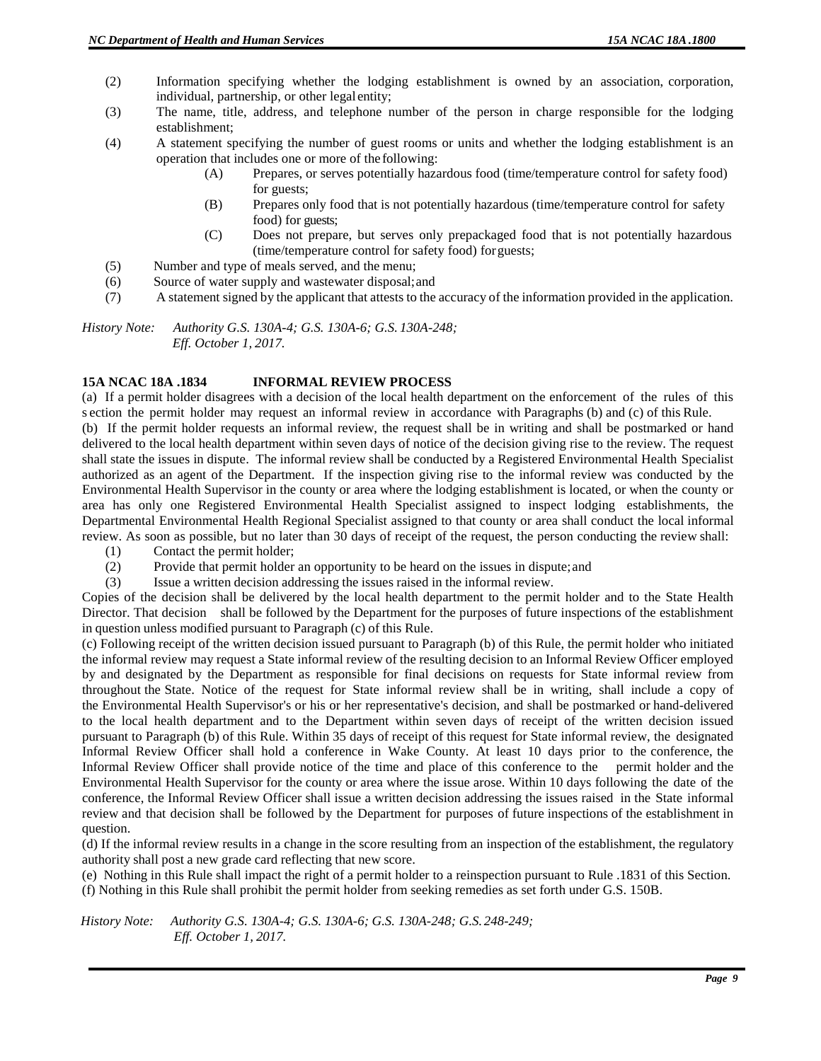(2) Information specifying whether the lodging establishment is owned by an association, corporation, individual, partnership, or other legal entity;

(3) The name, title, address, and telephone number of the person in charge responsible for the lodging establishment;

(4) A statement specifying the number of guest rooms or units and whether the lodging establishment is an operation that includes one or more of the following:

  (A) Prepares, or serves potentially hazardous food (time/temperature control for safety food) for guests;

  (B) Prepares only food that is not potentially hazardous (time/temperature control for safety food) for guests;

  (C) Does not prepare, but serves only prepackaged food that is not potentially hazardous (time/temperature control for safety food) for guests;

(5) Number and type of meals served, and the menu;

(6) Source of water supply and wastewater disposal; and

(7) A statement signed by the applicant that attests to the accuracy of the information provided in the application.

*History Note: Authority G.S. 130A-4; G.S. 130A-6; G.S. 130A-248;*
*Eff. October 1, 2017.*

**15A NCAC 18A .1834 INFORMAL REVIEW PROCESS**

(a) If a permit holder disagrees with a decision of the local health department on the enforcement of the rules of this section the permit holder may request an informal review in accordance with Paragraphs (b) and (c) of this Rule.

(b) If the permit holder requests an informal review, the request shall be in writing and shall be postmarked or hand delivered to the local health department within seven days of notice of the decision giving rise to the review. The request shall state the issues in dispute. The informal review shall be conducted by a Registered Environmental Health Specialist authorized as an agent of the Department. If the inspection giving rise to the informal review was conducted by the Environmental Health Supervisor in the county or area where the lodging establishment is located, or when the county or area has only one Registered Environmental Health Specialist assigned to inspect lodging establishments, the Departmental Environmental Health Regional Specialist assigned to that county or area shall conduct the local informal review. As soon as possible, but no later than 30 days of receipt of the request, the person conducting the review shall:

(1) Contact the permit holder;

(2) Provide that permit holder an opportunity to be heard on the issues in dispute; and

(3) Issue a written decision addressing the issues raised in the informal review.

Copies of the decision shall be delivered by the local health department to the permit holder and to the State Health Director. That decision shall be followed by the Department for the purposes of future inspections of the establishment in question unless modified pursuant to Paragraph (c) of this Rule.

(c) Following receipt of the written decision issued pursuant to Paragraph (b) of this Rule, the permit holder who initiated the informal review may request a State informal review of the resulting decision to an Informal Review Officer employed by and designated by the Department as responsible for final decisions on requests for State informal review from throughout the State. Notice of the request for State informal review shall be in writing, shall include a copy of the Environmental Health Supervisor's or his or her representative's decision, and shall be postmarked or hand-delivered to the local health department and to the Department within seven days of receipt of the written decision issued pursuant to Paragraph (b) of this Rule. Within 35 days of receipt of this request for State informal review, the designated Informal Review Officer shall hold a conference in Wake County. At least 10 days prior to the conference, the Informal Review Officer shall provide notice of the time and place of this conference to the permit holder and the Environmental Health Supervisor for the county or area where the issue arose. Within 10 days following the date of the conference, the Informal Review Officer shall issue a written decision addressing the issues raised in the State informal review and that decision shall be followed by the Department for purposes of future inspections of the establishment in question.

(d) If the informal review results in a change in the score resulting from an inspection of the establishment, the regulatory authority shall post a new grade card reflecting that new score.

(e) Nothing in this Rule shall impact the right of a permit holder to a reinspection pursuant to Rule .1831 of this Section.

(f) Nothing in this Rule shall prohibit the permit holder from seeking remedies as set forth under G.S. 150B.

*History Note: Authority G.S. 130A-4; G.S. 130A-6; G.S. 130A-248; G.S. 248-249;*
*Eff. October 1, 2017.*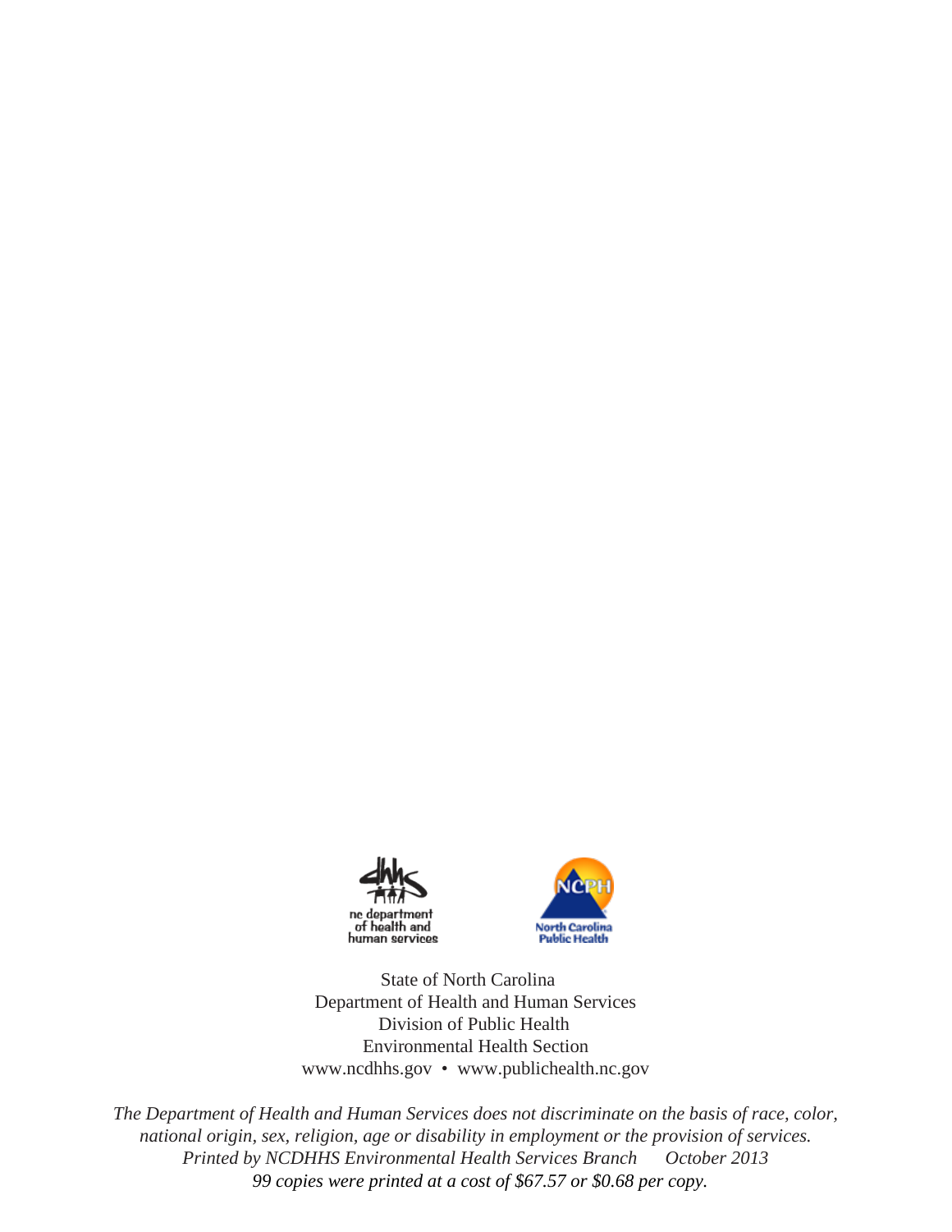nc department of health and human services

North Carolina Public Health

State of North Carolina
Department of Health and Human Services
Division of Public Health
Environmental Health Section
www.ncdhhs.gov • www.publichealth.nc.gov

*The Department of Health and Human Services does not discriminate on the basis of race, color, national origin, sex, religion, age or disability in employment or the provision of services.*
*Printed by NCDHHS Environmental Health Services Branch October 2013*
*99 copies were printed at a cost of $67.57 or $0.68 per copy.*